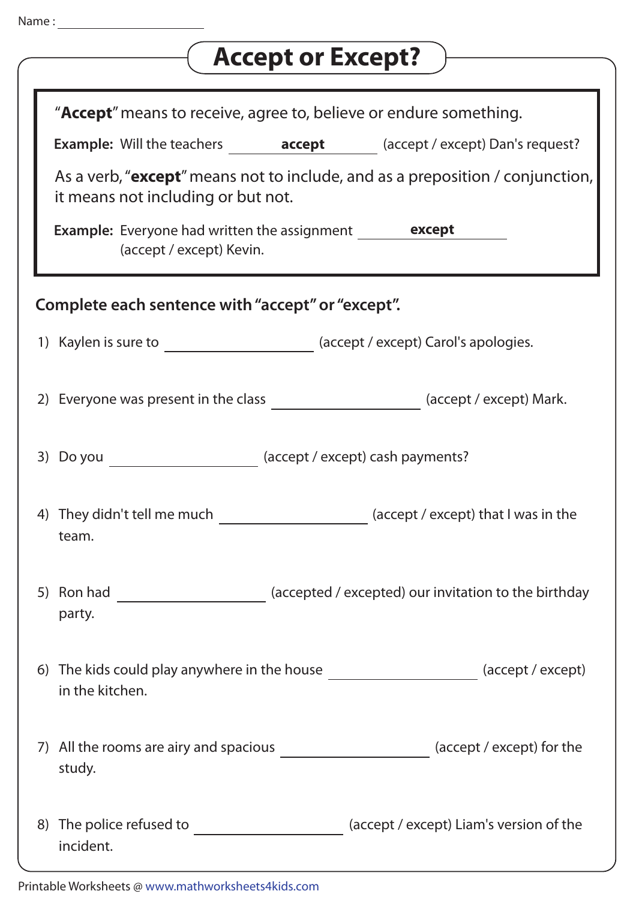Name : ______________________

# Accept or Except?

"**Accept**" means to receive, agree to, believe or endure something.

**Example:** Will the teachers ____**accept**____ (accept / except) Dan's request?

As a verb, "**except**" means not to include, and as a preposition / conjunction, it means not including or but not.

**Example:** Everyone had written the assignment ____**except**____ (accept / except) Kevin.

**Complete each sentence with "accept" or "except".**

1) Kaylen is sure to ____________________ (accept / except) Carol's apologies.

2) Everyone was present in the class ____________________ (accept / except) Mark.

3) Do you ____________________ (accept / except) cash payments?

4) They didn't tell me much ____________________ (accept / except) that I was in the team.

5) Ron had ____________________ (accepted / excepted) our invitation to the birthday party.

6) The kids could play anywhere in the house ____________________ (accept / except) in the kitchen.

7) All the rooms are airy and spacious ____________________ (accept / except) for the study.

8) The police refused to ____________________ (accept / except) Liam's version of the incident.

Printable Worksheets @ www.mathworksheets4kids.com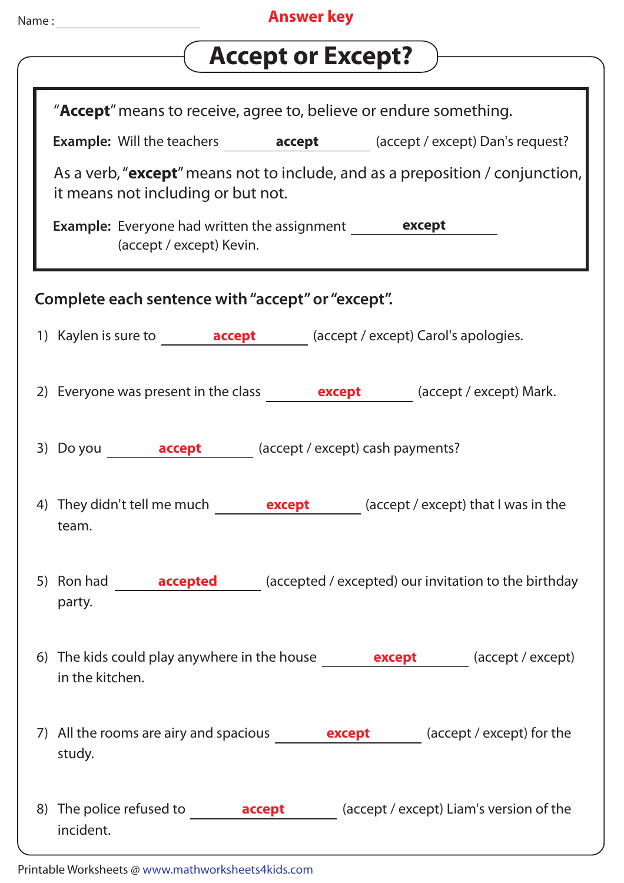Name : ____________________

**Answer key**

# Accept or Except?

"**Accept**" means to receive, agree to, believe or endure something.

**Example:** Will the teachers ____**accept**____ (accept / except) Dan's request?

As a verb, "**except**" means not to include, and as a preposition / conjunction, it means not including or but not.

**Example:** Everyone had written the assignment ____**except**____ (accept / except) Kevin.

### Complete each sentence with "accept" or "except".

1) Kaylen is sure to ____**accept**____ (accept / except) Carol's apologies.

2) Everyone was present in the class ____**except**____ (accept / except) Mark.

3) Do you ____**accept**____ (accept / except) cash payments?

4) They didn't tell me much ____**except**____ (accept / except) that I was in the team.

5) Ron had ____**accepted**____ (accepted / excepted) our invitation to the birthday party.

6) The kids could play anywhere in the house ____**except**____ (accept / except) in the kitchen.

7) All the rooms are airy and spacious ____**except**____ (accept / except) for the study.

8) The police refused to ____**accept**____ (accept / except) Liam's version of the incident.

Printable Worksheets @ www.mathworksheets4kids.com